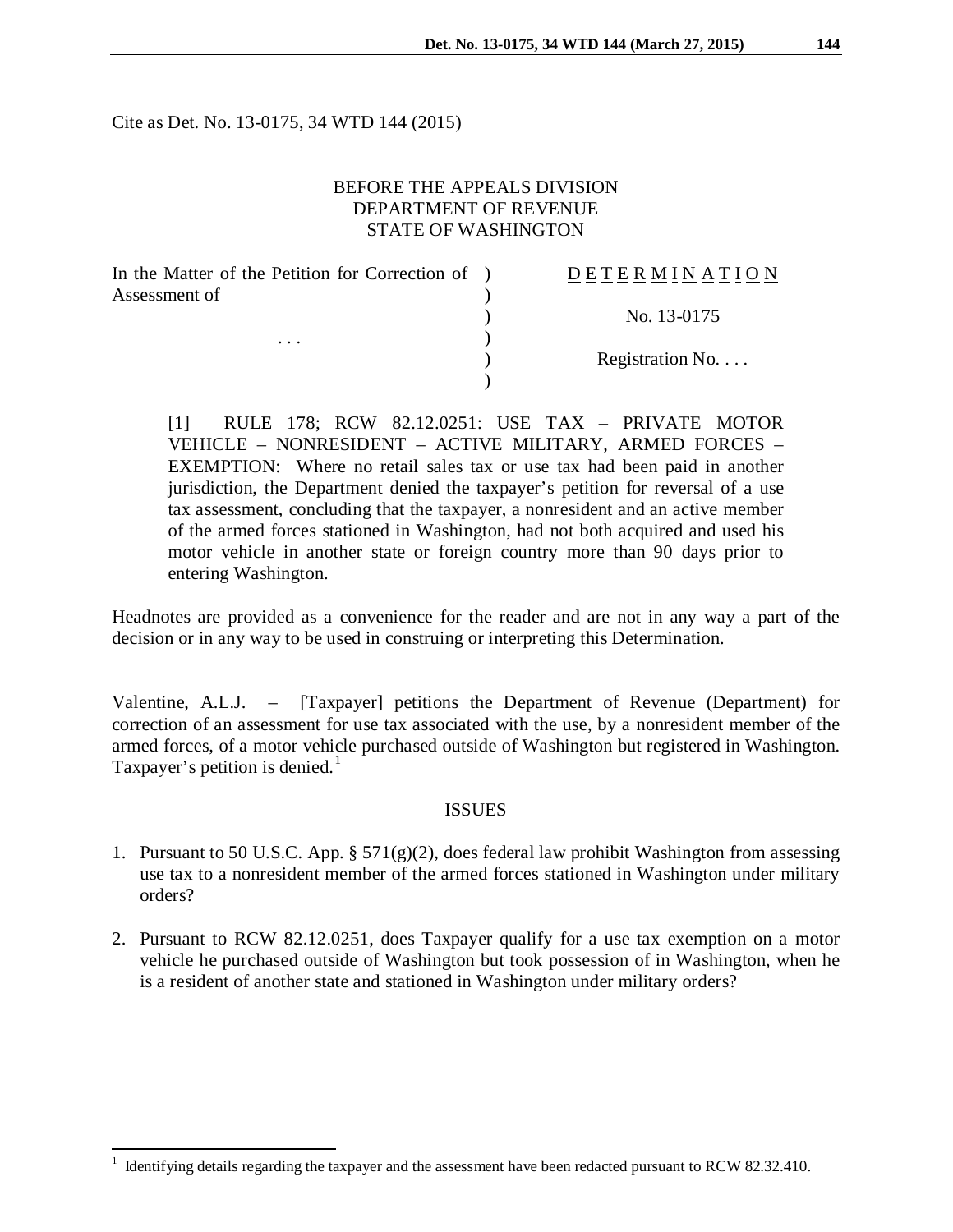Cite as Det. No. 13-0175, 34 WTD 144 (2015)

BEFORE THE APPEALS DIVISION
DEPARTMENT OF REVENUE
STATE OF WASHINGTON

| In the Matter of the Petition for Correction of Assessment of | D E T E R M I N A T I O N |
|---|---|
| . . . | No. 13-0175 |
| | Registration No. . . . |

[1] RULE 178; RCW 82.12.0251: USE TAX – PRIVATE MOTOR VEHICLE – NONRESIDENT – ACTIVE MILITARY, ARMED FORCES – EXEMPTION: Where no retail sales tax or use tax had been paid in another jurisdiction, the Department denied the taxpayer's petition for reversal of a use tax assessment, concluding that the taxpayer, a nonresident and an active member of the armed forces stationed in Washington, had not both acquired and used his motor vehicle in another state or foreign country more than 90 days prior to entering Washington.

Headnotes are provided as a convenience for the reader and are not in any way a part of the decision or in any way to be used in construing or interpreting this Determination.

Valentine, A.L.J. – [Taxpayer] petitions the Department of Revenue (Department) for correction of an assessment for use tax associated with the use, by a nonresident member of the armed forces, of a motor vehicle purchased outside of Washington but registered in Washington. Taxpayer's petition is denied.[1]

## ISSUES

1. Pursuant to 50 U.S.C. App. § 571(g)(2), does federal law prohibit Washington from assessing use tax to a nonresident member of the armed forces stationed in Washington under military orders?

2. Pursuant to RCW 82.12.0251, does Taxpayer qualify for a use tax exemption on a motor vehicle he purchased outside of Washington but took possession of in Washington, when he is a resident of another state and stationed in Washington under military orders?

[1] Identifying details regarding the taxpayer and the assessment have been redacted pursuant to RCW 82.32.410.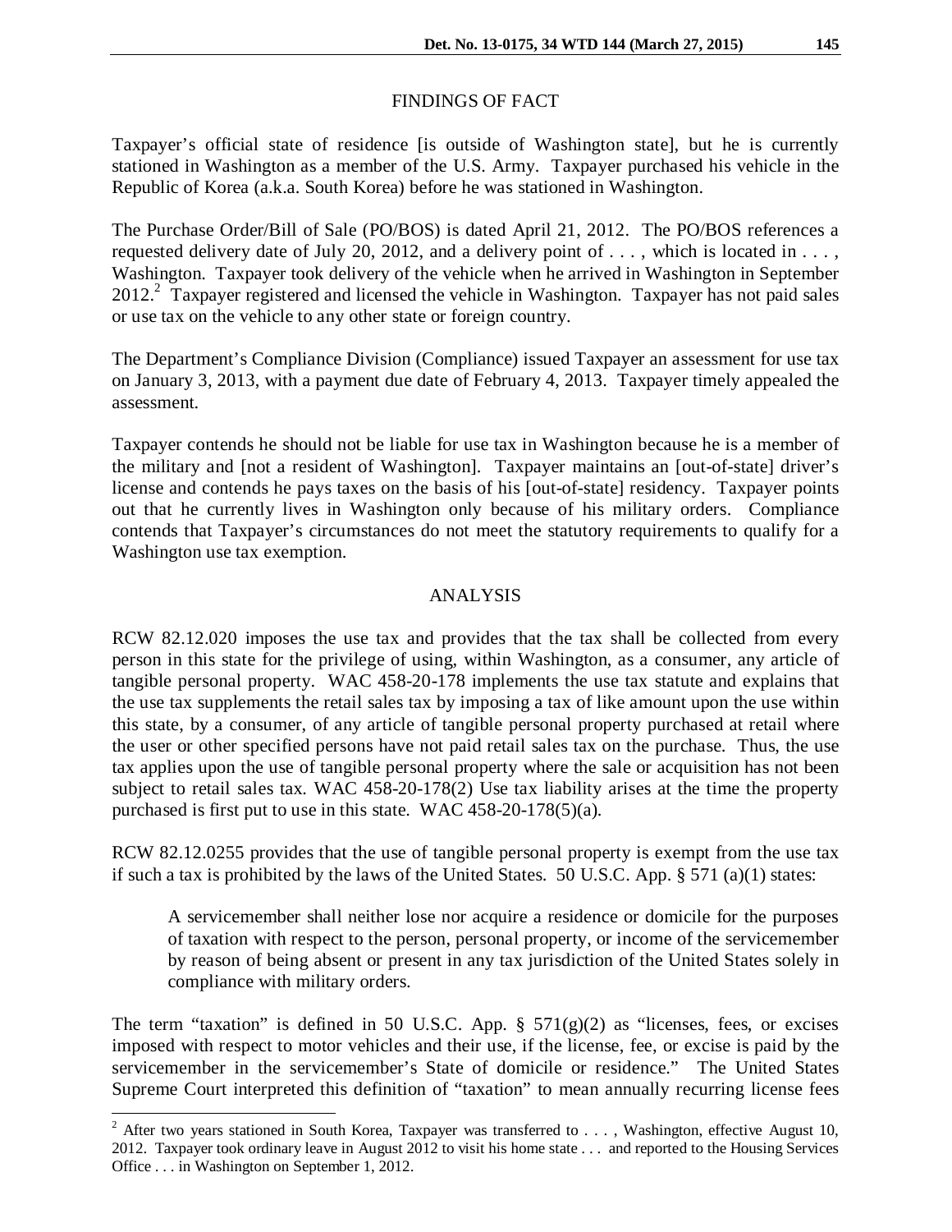## FINDINGS OF FACT

Taxpayer's official state of residence [is outside of Washington state], but he is currently stationed in Washington as a member of the U.S. Army. Taxpayer purchased his vehicle in the Republic of Korea (a.k.a. South Korea) before he was stationed in Washington.

The Purchase Order/Bill of Sale (PO/BOS) is dated April 21, 2012. The PO/BOS references a requested delivery date of July 20, 2012, and a delivery point of . . . , which is located in . . . , Washington. Taxpayer took delivery of the vehicle when he arrived in Washington in September 2012.[2] Taxpayer registered and licensed the vehicle in Washington. Taxpayer has not paid sales or use tax on the vehicle to any other state or foreign country.

The Department's Compliance Division (Compliance) issued Taxpayer an assessment for use tax on January 3, 2013, with a payment due date of February 4, 2013. Taxpayer timely appealed the assessment.

Taxpayer contends he should not be liable for use tax in Washington because he is a member of the military and [not a resident of Washington]. Taxpayer maintains an [out-of-state] driver's license and contends he pays taxes on the basis of his [out-of-state] residency. Taxpayer points out that he currently lives in Washington only because of his military orders. Compliance contends that Taxpayer's circumstances do not meet the statutory requirements to qualify for a Washington use tax exemption.

## ANALYSIS

RCW 82.12.020 imposes the use tax and provides that the tax shall be collected from every person in this state for the privilege of using, within Washington, as a consumer, any article of tangible personal property. WAC 458-20-178 implements the use tax statute and explains that the use tax supplements the retail sales tax by imposing a tax of like amount upon the use within this state, by a consumer, of any article of tangible personal property purchased at retail where the user or other specified persons have not paid retail sales tax on the purchase. Thus, the use tax applies upon the use of tangible personal property where the sale or acquisition has not been subject to retail sales tax. WAC 458-20-178(2) Use tax liability arises at the time the property purchased is first put to use in this state. WAC 458-20-178(5)(a).

RCW 82.12.0255 provides that the use of tangible personal property is exempt from the use tax if such a tax is prohibited by the laws of the United States. 50 U.S.C. App. § 571 (a)(1) states:

> A servicemember shall neither lose nor acquire a residence or domicile for the purposes of taxation with respect to the person, personal property, or income of the servicemember by reason of being absent or present in any tax jurisdiction of the United States solely in compliance with military orders.

The term "taxation" is defined in 50 U.S.C. App. § 571(g)(2) as "licenses, fees, or excises imposed with respect to motor vehicles and their use, if the license, fee, or excise is paid by the servicemember in the servicemember's State of domicile or residence." The United States Supreme Court interpreted this definition of "taxation" to mean annually recurring license fees

---

[2] After two years stationed in South Korea, Taxpayer was transferred to . . . , Washington, effective August 10, 2012. Taxpayer took ordinary leave in August 2012 to visit his home state . . . and reported to the Housing Services Office . . . in Washington on September 1, 2012.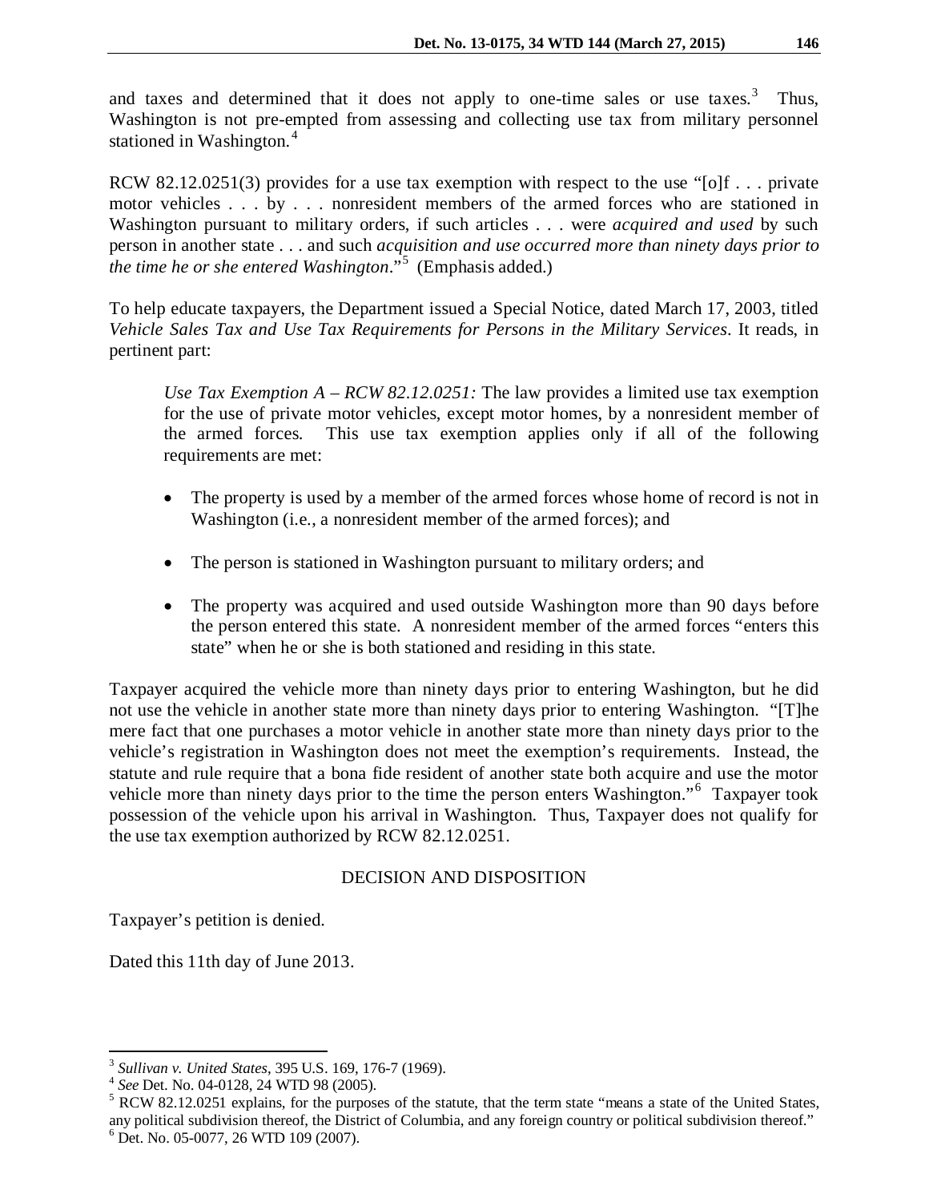and taxes and determined that it does not apply to one-time sales or use taxes.[3] Thus, Washington is not pre-empted from assessing and collecting use tax from military personnel stationed in Washington.[4]

RCW 82.12.0251(3) provides for a use tax exemption with respect to the use "[o]f . . . private motor vehicles . . . by . . . nonresident members of the armed forces who are stationed in Washington pursuant to military orders, if such articles . . . were *acquired and used* by such person in another state . . . and such *acquisition and use occurred more than ninety days prior to the time he or she entered Washington*."[5] (Emphasis added.)

To help educate taxpayers, the Department issued a Special Notice, dated March 17, 2003, titled *Vehicle Sales Tax and Use Tax Requirements for Persons in the Military Services*. It reads, in pertinent part:

> *Use Tax Exemption A – RCW 82.12.0251:* The law provides a limited use tax exemption for the use of private motor vehicles, except motor homes, by a nonresident member of the armed forces. This use tax exemption applies only if all of the following requirements are met:
>
> - The property is used by a member of the armed forces whose home of record is not in Washington (i.e., a nonresident member of the armed forces); and
> - The person is stationed in Washington pursuant to military orders; and
> - The property was acquired and used outside Washington more than 90 days before the person entered this state. A nonresident member of the armed forces "enters this state" when he or she is both stationed and residing in this state.

Taxpayer acquired the vehicle more than ninety days prior to entering Washington, but he did not use the vehicle in another state more than ninety days prior to entering Washington. "[T]he mere fact that one purchases a motor vehicle in another state more than ninety days prior to the vehicle's registration in Washington does not meet the exemption's requirements. Instead, the statute and rule require that a bona fide resident of another state both acquire and use the motor vehicle more than ninety days prior to the time the person enters Washington."[6] Taxpayer took possession of the vehicle upon his arrival in Washington. Thus, Taxpayer does not qualify for the use tax exemption authorized by RCW 82.12.0251.

## DECISION AND DISPOSITION

Taxpayer's petition is denied.

Dated this 11th day of June 2013.

---

[3] *Sullivan v. United States*, 395 U.S. 169, 176-7 (1969).

[4] *See* Det. No. 04-0128, 24 WTD 98 (2005).

[5] RCW 82.12.0251 explains, for the purposes of the statute, that the term state "means a state of the United States, any political subdivision thereof, the District of Columbia, and any foreign country or political subdivision thereof."

[6] Det. No. 05-0077, 26 WTD 109 (2007).